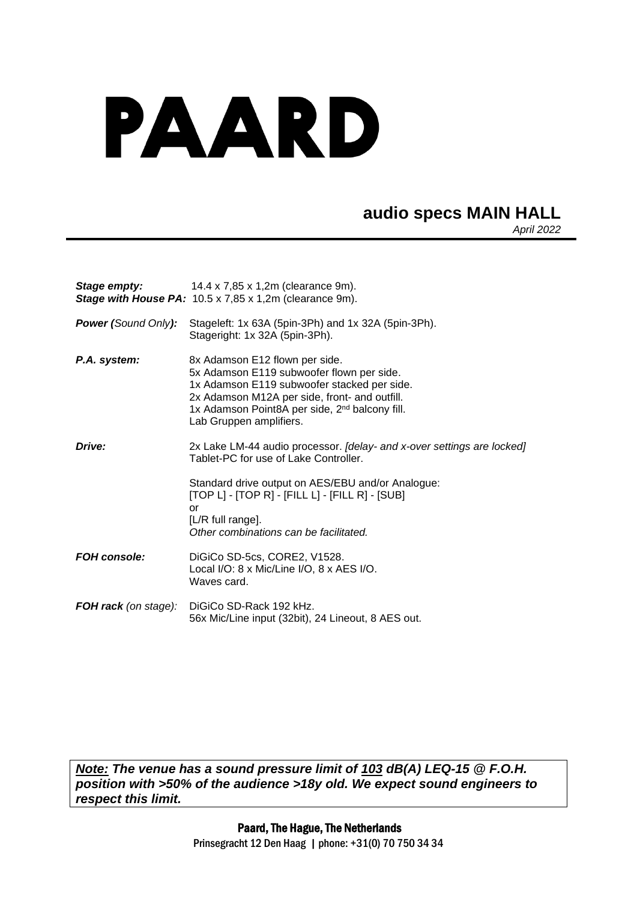# PAARD

## audio specs MAIN HALL

*April 2022*

| | |
|---|---|
| ***Stage empty:*** | 14.4 x 7,85 x 1,2m (clearance 9m). |
| ***Stage with House PA:*** | 10.5 x 7,85 x 1,2m (clearance 9m). |
| ***Power (****Sound Only****):*** | Stageleft: 1x 63A (5pin-3Ph) and 1x 32A (5pin-3Ph).<br>Stageright: 1x 32A (5pin-3Ph). |
| ***P.A. system:*** | 8x Adamson E12 flown per side.<br>5x Adamson E119 subwoofer flown per side.<br>1x Adamson E119 subwoofer stacked per side.<br>2x Adamson M12A per side, front- and outfill.<br>1x Adamson Point8A per side, 2nd balcony fill.<br>Lab Gruppen amplifiers. |
| ***Drive:*** | 2x Lake LM-44 audio processor. *[delay- and x-over settings are locked]*<br>Tablet-PC for use of Lake Controller.<br><br>Standard drive output on AES/EBU and/or Analogue:<br>[TOP L] - [TOP R] - [FILL L] - [FILL R] - [SUB]<br>or<br>[L/R full range].<br>*Other combinations can be facilitated.* |
| ***FOH console:*** | DiGiCo SD-5cs, CORE2, V1528.<br>Local I/O: 8 x Mic/Line I/O, 8 x AES I/O.<br>Waves card. |
| ***FOH rack*** *(on stage):* | DiGiCo SD-Rack 192 kHz.<br>56x Mic/Line input (32bit), 24 Lineout, 8 AES out. |

***Note:* The venue has a sound pressure limit of 103 dB(A) LEQ-15 @ F.O.H. position with >50% of the audience >18y old. We expect sound engineers to respect this limit.**

**Paard, The Hague, The Netherlands**
Prinsegracht 12 Den Haag | phone: +31(0) 70 750 34 34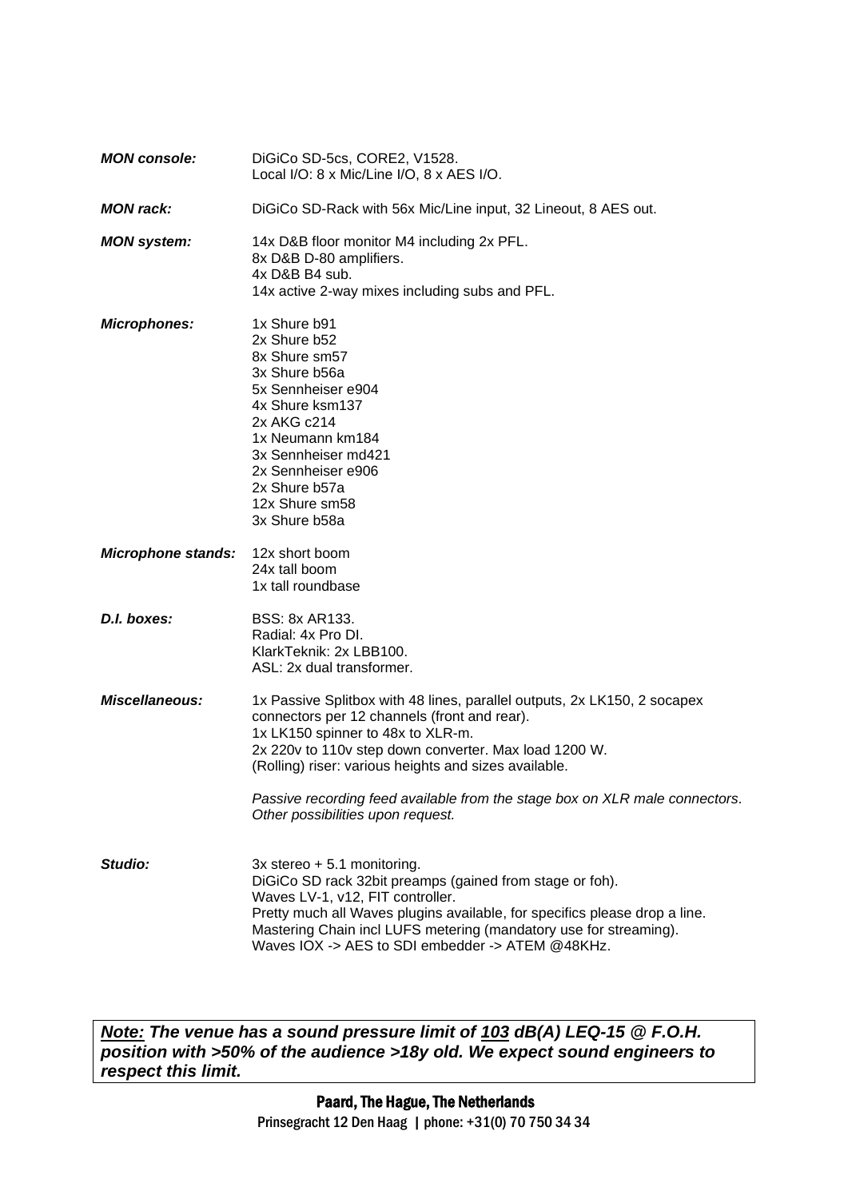***MON console:*** DiGiCo SD-5cs, CORE2, V1528.
Local I/O: 8 x Mic/Line I/O, 8 x AES I/O.

***MON rack:*** DiGiCo SD-Rack with 56x Mic/Line input, 32 Lineout, 8 AES out.

***MON system:*** 14x D&B floor monitor M4 including 2x PFL.
8x D&B D-80 amplifiers.
4x D&B B4 sub.
14x active 2-way mixes including subs and PFL.

***Microphones:***
1x Shure b91
2x Shure b52
8x Shure sm57
3x Shure b56a
5x Sennheiser e904
4x Shure ksm137
2x AKG c214
1x Neumann km184
3x Sennheiser md421
2x Sennheiser e906
2x Shure b57a
12x Shure sm58
3x Shure b58a

***Microphone stands:***
12x short boom
24x tall boom
1x tall roundbase

***D.I. boxes:***
BSS: 8x AR133.
Radial: 4x Pro DI.
KlarkTeknik: 2x LBB100.
ASL: 2x dual transformer.

***Miscellaneous:***
1x Passive Splitbox with 48 lines, parallel outputs, 2x LK150, 2 socapex connectors per 12 channels (front and rear).
1x LK150 spinner to 48x to XLR-m.
2x 220v to 110v step down converter. Max load 1200 W.
(Rolling) riser: various heights and sizes available.

*Passive recording feed available from the stage box on XLR male connectors. Other possibilities upon request.*

***Studio:***
3x stereo + 5.1 monitoring.
DiGiCo SD rack 32bit preamps (gained from stage or foh).
Waves LV-1, v12, FIT controller.
Pretty much all Waves plugins available, for specifics please drop a line.
Mastering Chain incl LUFS metering (mandatory use for streaming).
Waves IOX -> AES to SDI embedder -> ATEM @48KHz.

***Note:* The venue has a sound pressure limit of 103 dB(A) LEQ-15 @ F.O.H. position with >50% of the audience >18y old. We expect sound engineers to respect this limit.**